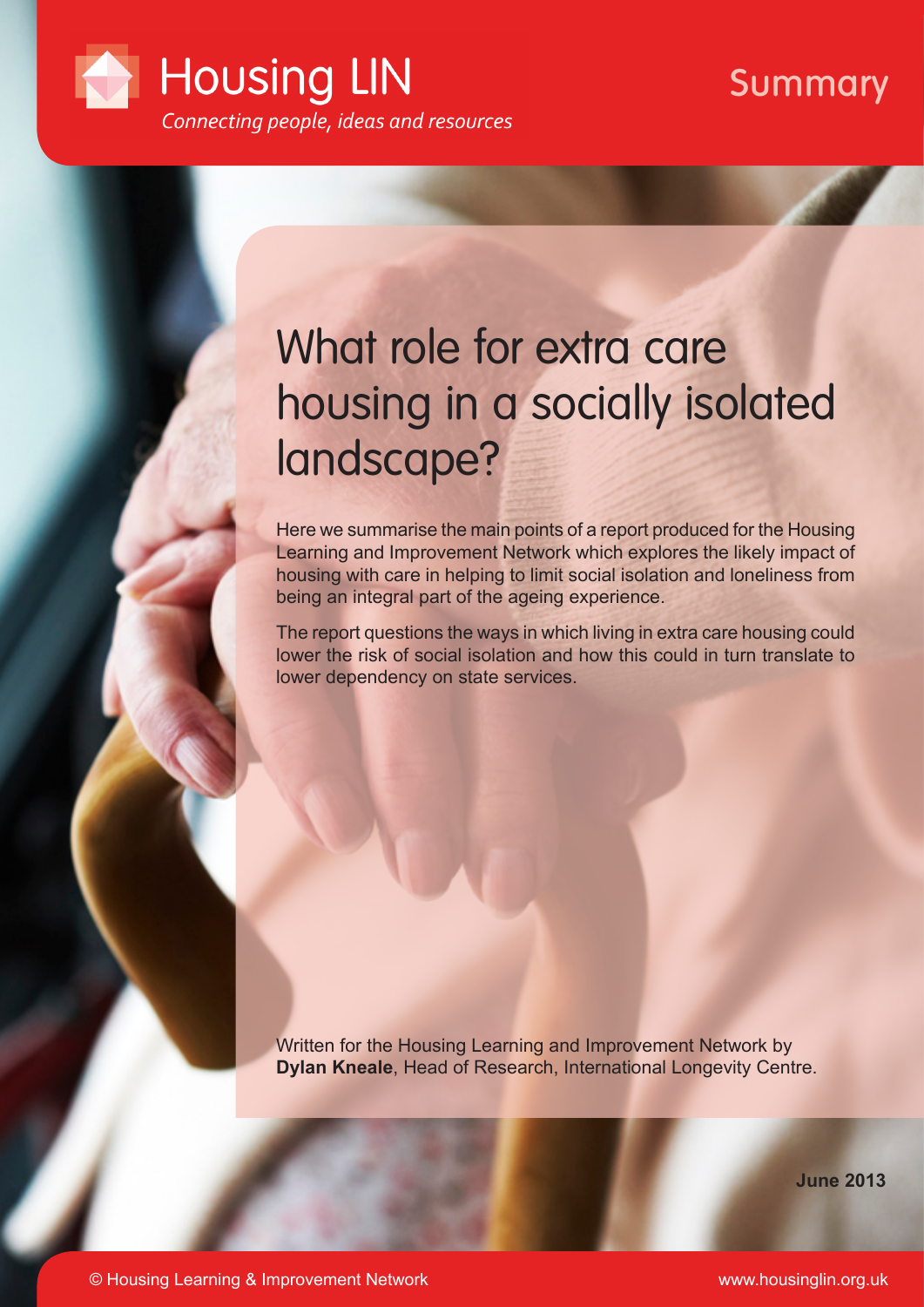Housing LIN

*Connecting people, ideas and resources*

Summary

# What role for extra care housing in a socially isolated landscape?

Here we summarise the main points of a report produced for the Housing Learning and Improvement Network which explores the likely impact of housing with care in helping to limit social isolation and loneliness from being an integral part of the ageing experience.

The report questions the ways in which living in extra care housing could lower the risk of social isolation and how this could in turn translate to lower dependency on state services.

Written for the Housing Learning and Improvement Network by **Dylan Kneale**, Head of Research, International Longevity Centre.

**June 2013**

© Housing Learning & Improvement Network

www.housinglin.org.uk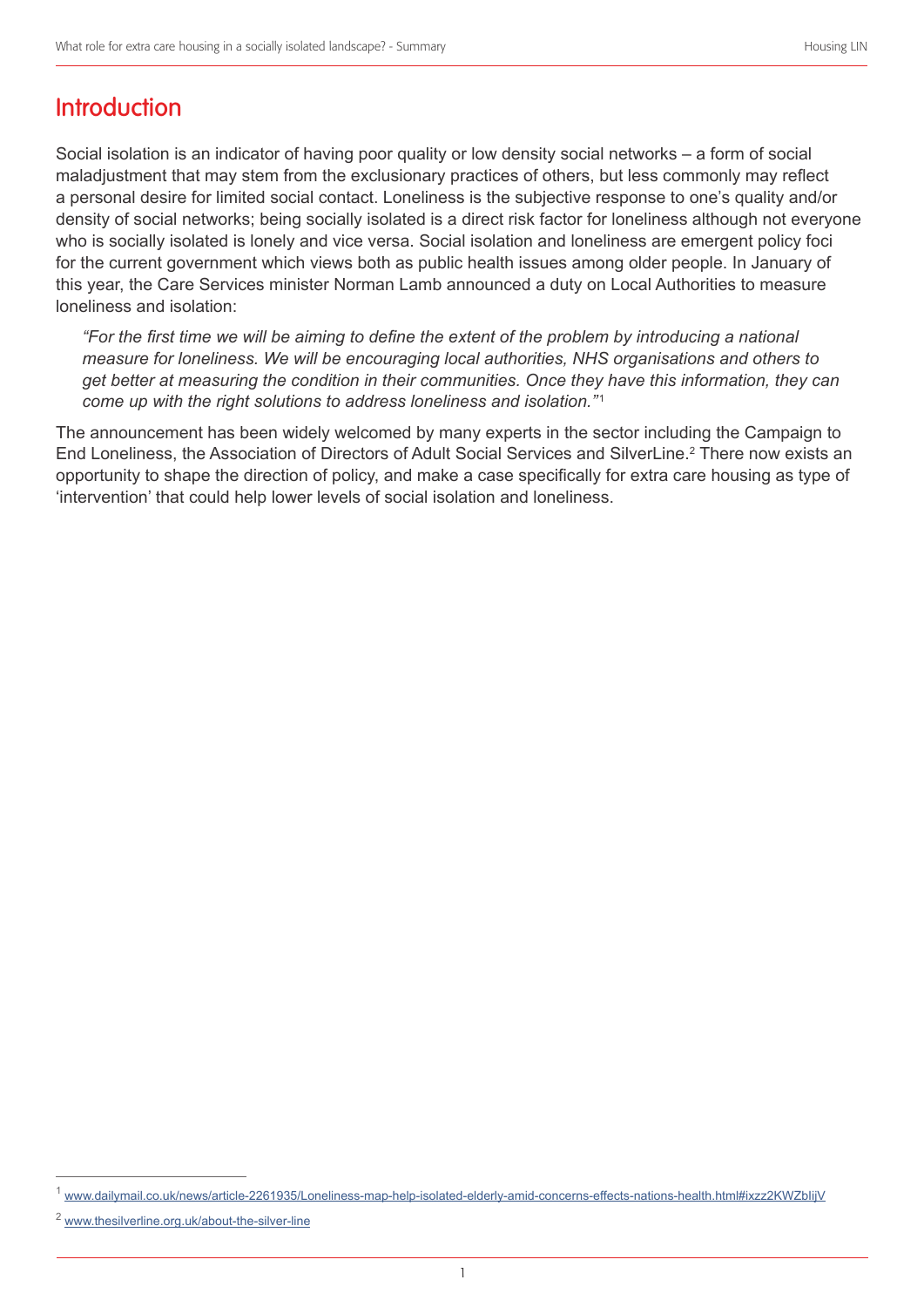## Introduction

Social isolation is an indicator of having poor quality or low density social networks – a form of social maladjustment that may stem from the exclusionary practices of others, but less commonly may reflect a personal desire for limited social contact. Loneliness is the subjective response to one's quality and/or density of social networks; being socially isolated is a direct risk factor for loneliness although not everyone who is socially isolated is lonely and vice versa. Social isolation and loneliness are emergent policy foci for the current government which views both as public health issues among older people. In January of this year, the Care Services minister Norman Lamb announced a duty on Local Authorities to measure loneliness and isolation:

> *"For the first time we will be aiming to define the extent of the problem by introducing a national measure for loneliness. We will be encouraging local authorities, NHS organisations and others to get better at measuring the condition in their communities. Once they have this information, they can come up with the right solutions to address loneliness and isolation."*[1]

The announcement has been widely welcomed by many experts in the sector including the Campaign to End Loneliness, the Association of Directors of Adult Social Services and SilverLine.[2] There now exists an opportunity to shape the direction of policy, and make a case specifically for extra care housing as type of 'intervention' that could help lower levels of social isolation and loneliness.

---

[1] www.dailymail.co.uk/news/article-2261935/Loneliness-map-help-isolated-elderly-amid-concerns-effects-nations-health.html#ixzz2KWZbIijV

[2] www.thesilverline.org.uk/about-the-silver-line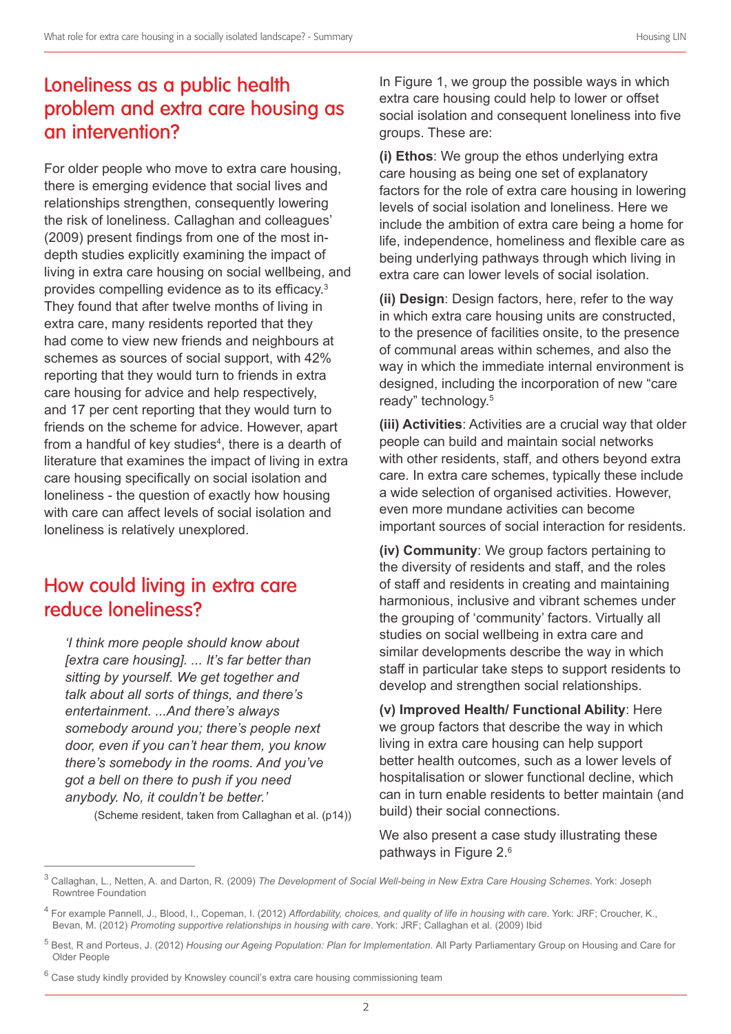## Loneliness as a public health problem and extra care housing as an intervention?

For older people who move to extra care housing, there is emerging evidence that social lives and relationships strengthen, consequently lowering the risk of loneliness. Callaghan and colleagues' (2009) present findings from one of the most in-depth studies explicitly examining the impact of living in extra care housing on social wellbeing, and provides compelling evidence as to its efficacy.[3] They found that after twelve months of living in extra care, many residents reported that they had come to view new friends and neighbours at schemes as sources of social support, with 42% reporting that they would turn to friends in extra care housing for advice and help respectively, and 17 per cent reporting that they would turn to friends on the scheme for advice. However, apart from a handful of key studies[4], there is a dearth of literature that examines the impact of living in extra care housing specifically on social isolation and loneliness - the question of exactly how housing with care can affect levels of social isolation and loneliness is relatively unexplored.

## How could living in extra care reduce loneliness?

> *'I think more people should know about [extra care housing]. ... It's far better than sitting by yourself. We get together and talk about all sorts of things, and there's entertainment. ...And there's always somebody around you; there's people next door, even if you can't hear them, you know there's somebody in the rooms. And you've got a bell on there to push if you need anybody. No, it couldn't be better.'*
>
> (Scheme resident, taken from Callaghan et al. (p14))

In Figure 1, we group the possible ways in which extra care housing could help to lower or offset social isolation and consequent loneliness into five groups. These are:

**(i) Ethos**: We group the ethos underlying extra care housing as being one set of explanatory factors for the role of extra care housing in lowering levels of social isolation and loneliness. Here we include the ambition of extra care being a home for life, independence, homeliness and flexible care as being underlying pathways through which living in extra care can lower levels of social isolation.

**(ii) Design**: Design factors, here, refer to the way in which extra care housing units are constructed, to the presence of facilities onsite, to the presence of communal areas within schemes, and also the way in which the immediate internal environment is designed, including the incorporation of new "care ready" technology.[5]

**(iii) Activities**: Activities are a crucial way that older people can build and maintain social networks with other residents, staff, and others beyond extra care. In extra care schemes, typically these include a wide selection of organised activities. However, even more mundane activities can become important sources of social interaction for residents.

**(iv) Community**: We group factors pertaining to the diversity of residents and staff, and the roles of staff and residents in creating and maintaining harmonious, inclusive and vibrant schemes under the grouping of 'community' factors. Virtually all studies on social wellbeing in extra care and similar developments describe the way in which staff in particular take steps to support residents to develop and strengthen social relationships.

**(v) Improved Health/ Functional Ability**: Here we group factors that describe the way in which living in extra care housing can help support better health outcomes, such as a lower levels of hospitalisation or slower functional decline, which can in turn enable residents to better maintain (and build) their social connections.

We also present a case study illustrating these pathways in Figure 2.[6]

---

[3] Callaghan, L., Netten, A. and Darton, R. (2009) *The Development of Social Well-being in New Extra Care Housing Schemes*. York: Joseph Rowntree Foundation

[4] For example Pannell, J., Blood, I., Copeman, I. (2012) *Affordability, choices, and quality of life in housing with care*. York: JRF; Croucher, K., Bevan, M. (2012) *Promoting supportive relationships in housing with care*. York: JRF; Callaghan et al. (2009) Ibid

[5] Best, R and Porteus, J. (2012) *Housing our Ageing Population: Plan for Implementation.* All Party Parliamentary Group on Housing and Care for Older People

[6] Case study kindly provided by Knowsley council's extra care housing commissioning team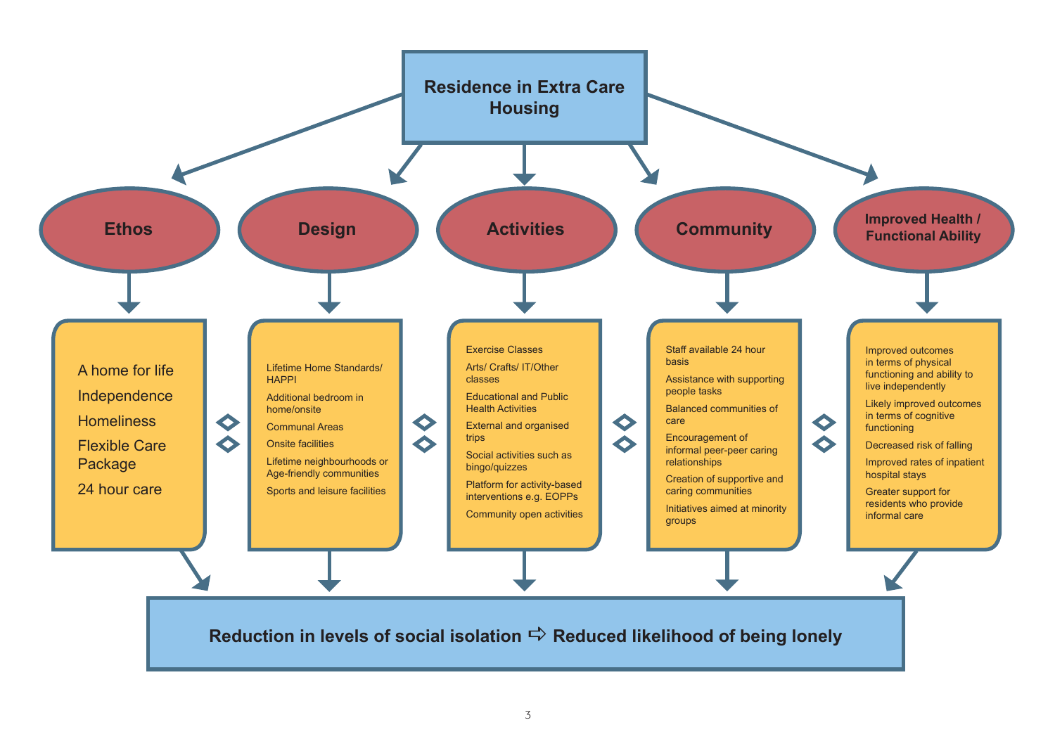**Residence in Extra Care Housing**

**Ethos**

- A home for life
- Independence
- Homeliness
- Flexible Care Package
- 24 hour care

**Design**

- Lifetime Home Standards/ HAPPI
- Additional bedroom in home/onsite
- Communal Areas
- Onsite facilities
- Lifetime neighbourhoods or Age-friendly communities
- Sports and leisure facilities

**Activities**

- Exercise Classes
- Arts/ Crafts/ IT/Other classes
- Educational and Public Health Activities
- External and organised trips
- Social activities such as bingo/quizzes
- Platform for activity-based interventions e.g. EOPPs
- Community open activities

**Community**

- Staff available 24 hour basis
- Assistance with supporting people tasks
- Balanced communities of care
- Encouragement of informal peer-peer caring relationships
- Creation of supportive and caring communities
- Initiatives aimed at minority groups

**Improved Health / Functional Ability**

- Improved outcomes in terms of physical functioning and ability to live independently
- Likely improved outcomes in terms of cognitive functioning
- Decreased risk of falling
- Improved rates of inpatient hospital stays
- Greater support for residents who provide informal care

**Reduction in levels of social isolation ⇨ Reduced likelihood of being lonely**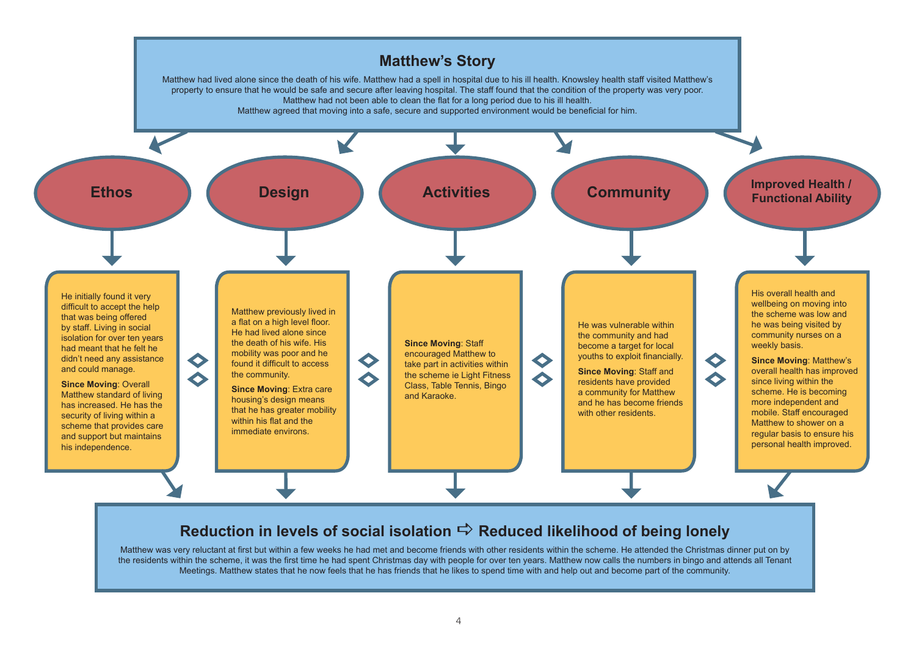# Matthew's Story

Matthew had lived alone since the death of his wife. Matthew had a spell in hospital due to his ill health. Knowsley health staff visited Matthew's property to ensure that he would be safe and secure after leaving hospital. The staff found that the condition of the property was very poor. Matthew had not been able to clean the flat for a long period due to his ill health. Matthew agreed that moving into a safe, secure and supported environment would be beneficial for him.

## Ethos

He initially found it very difficult to accept the help that was being offered by staff. Living in social isolation for over ten years had meant that he felt he didn't need any assistance and could manage.

**Since Moving**: Overall Matthew standard of living has increased. He has the security of living within a scheme that provides care and support but maintains his independence.

## Design

Matthew previously lived in a flat on a high level floor. He had lived alone since the death of his wife. His mobility was poor and he found it difficult to access the community.

**Since Moving**: Extra care housing's design means that he has greater mobility within his flat and the immediate environs.

## Activities

**Since Moving**: Staff encouraged Matthew to take part in activities within the scheme ie Light Fitness Class, Table Tennis, Bingo and Karaoke.

## Community

He was vulnerable within the community and had become a target for local youths to exploit financially.

**Since Moving**: Staff and residents have provided a community for Matthew and he has become friends with other residents.

## Improved Health / Functional Ability

His overall health and wellbeing on moving into the scheme was low and he was being visited by community nurses on a weekly basis.

**Since Moving**: Matthew's overall health has improved since living within the scheme. He is becoming more independent and mobile. Staff encouraged Matthew to shower on a regular basis to ensure his personal health improved.

## Reduction in levels of social isolation ⇨ Reduced likelihood of being lonely

Matthew was very reluctant at first but within a few weeks he had met and become friends with other residents within the scheme. He attended the Christmas dinner put on by the residents within the scheme, it was the first time he had spent Christmas day with people for over ten years. Matthew now calls the numbers in bingo and attends all Tenant Meetings. Matthew states that he now feels that he has friends that he likes to spend time with and help out and become part of the community.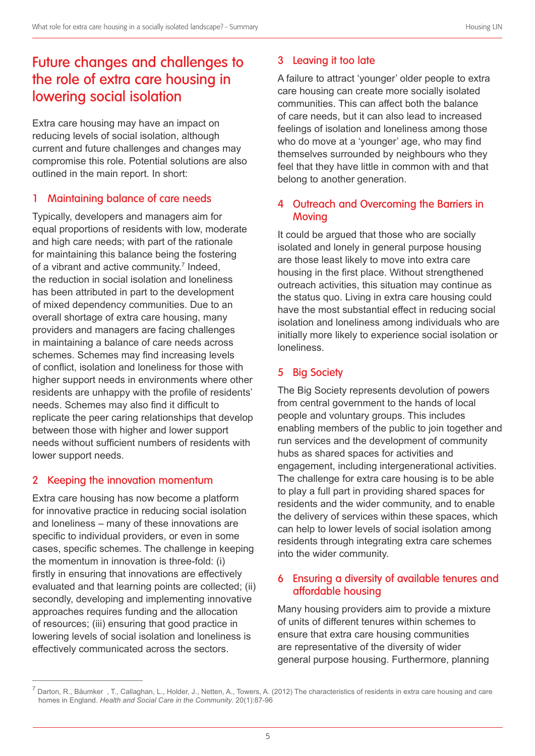# Future changes and challenges to the role of extra care housing in lowering social isolation

Extra care housing may have an impact on reducing levels of social isolation, although current and future challenges and changes may compromise this role. Potential solutions are also outlined in the main report. In short:

## 1 Maintaining balance of care needs

Typically, developers and managers aim for equal proportions of residents with low, moderate and high care needs; with part of the rationale for maintaining this balance being the fostering of a vibrant and active community.[7] Indeed, the reduction in social isolation and loneliness has been attributed in part to the development of mixed dependency communities. Due to an overall shortage of extra care housing, many providers and managers are facing challenges in maintaining a balance of care needs across schemes. Schemes may find increasing levels of conflict, isolation and loneliness for those with higher support needs in environments where other residents are unhappy with the profile of residents' needs. Schemes may also find it difficult to replicate the peer caring relationships that develop between those with higher and lower support needs without sufficient numbers of residents with lower support needs.

## 2 Keeping the innovation momentum

Extra care housing has now become a platform for innovative practice in reducing social isolation and loneliness – many of these innovations are specific to individual providers, or even in some cases, specific schemes. The challenge in keeping the momentum in innovation is three-fold: (i) firstly in ensuring that innovations are effectively evaluated and that learning points are collected; (ii) secondly, developing and implementing innovative approaches requires funding and the allocation of resources; (iii) ensuring that good practice in lowering levels of social isolation and loneliness is effectively communicated across the sectors.

## 3 Leaving it too late

A failure to attract 'younger' older people to extra care housing can create more socially isolated communities. This can affect both the balance of care needs, but it can also lead to increased feelings of isolation and loneliness among those who do move at a 'younger' age, who may find themselves surrounded by neighbours who they feel that they have little in common with and that belong to another generation.

## 4 Outreach and Overcoming the Barriers in Moving

It could be argued that those who are socially isolated and lonely in general purpose housing are those least likely to move into extra care housing in the first place. Without strengthened outreach activities, this situation may continue as the status quo. Living in extra care housing could have the most substantial effect in reducing social isolation and loneliness among individuals who are initially more likely to experience social isolation or loneliness.

## 5 Big Society

The Big Society represents devolution of powers from central government to the hands of local people and voluntary groups. This includes enabling members of the public to join together and run services and the development of community hubs as shared spaces for activities and engagement, including intergenerational activities. The challenge for extra care housing is to be able to play a full part in providing shared spaces for residents and the wider community, and to enable the delivery of services within these spaces, which can help to lower levels of social isolation among residents through integrating extra care schemes into the wider community.

## 6 Ensuring a diversity of available tenures and affordable housing

Many housing providers aim to provide a mixture of units of different tenures within schemes to ensure that extra care housing communities are representative of the diversity of wider general purpose housing. Furthermore, planning

---

[7] Darton, R., Bäumker , T., Callaghan, L., Holder, J., Netten, A., Towers, A. (2012) The characteristics of residents in extra care housing and care homes in England. *Health and Social Care in the Community*. 20(1):87-96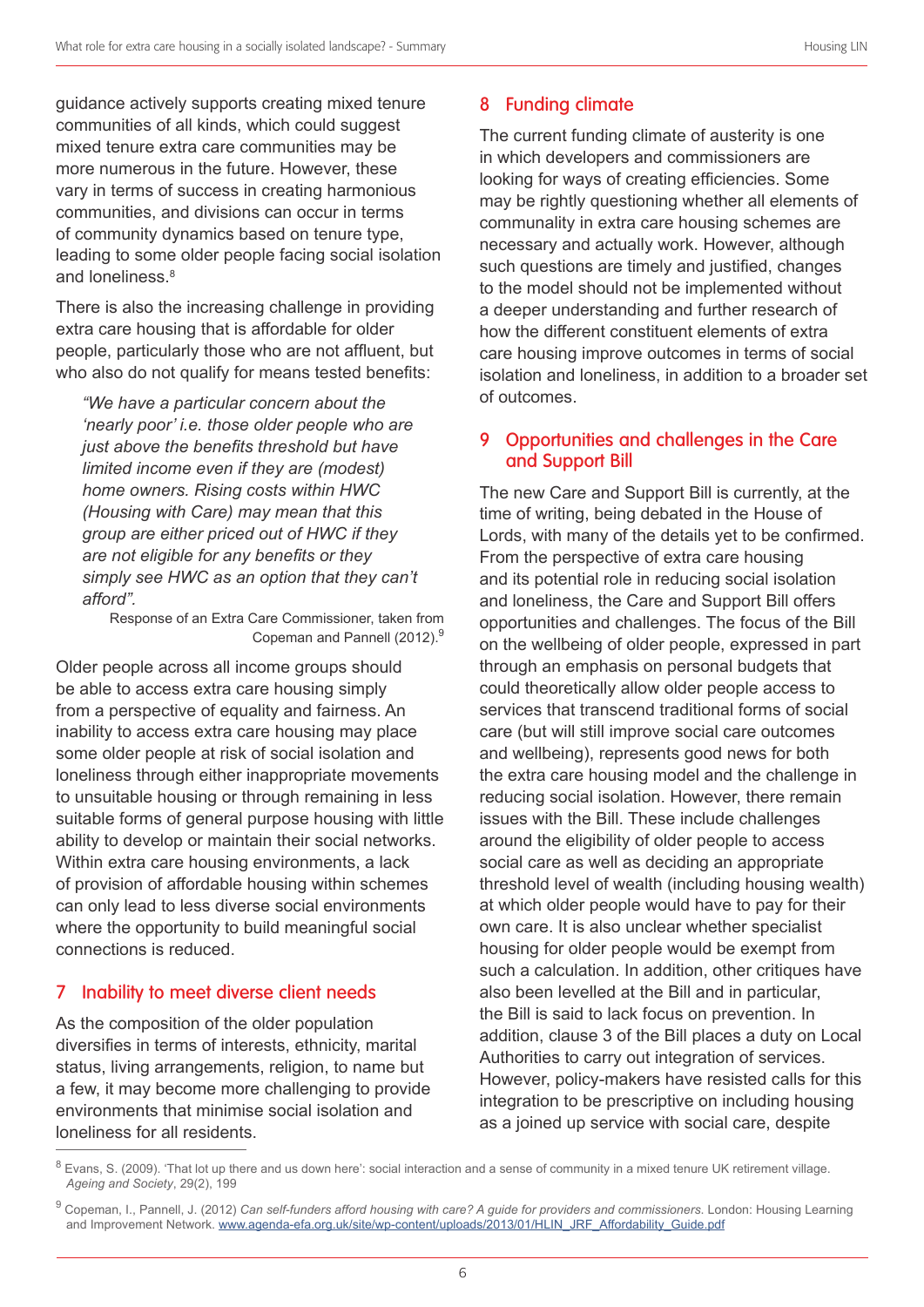guidance actively supports creating mixed tenure communities of all kinds, which could suggest mixed tenure extra care communities may be more numerous in the future. However, these vary in terms of success in creating harmonious communities, and divisions can occur in terms of community dynamics based on tenure type, leading to some older people facing social isolation and loneliness.[8]

There is also the increasing challenge in providing extra care housing that is affordable for older people, particularly those who are not affluent, but who also do not qualify for means tested benefits:

> *"We have a particular concern about the 'nearly poor' i.e. those older people who are just above the benefits threshold but have limited income even if they are (modest) home owners. Rising costs within HWC (Housing with Care) may mean that this group are either priced out of HWC if they are not eligible for any benefits or they simply see HWC as an option that they can't afford".*
>
> Response of an Extra Care Commissioner, taken from Copeman and Pannell (2012).[9]

Older people across all income groups should be able to access extra care housing simply from a perspective of equality and fairness. An inability to access extra care housing may place some older people at risk of social isolation and loneliness through either inappropriate movements to unsuitable housing or through remaining in less suitable forms of general purpose housing with little ability to develop or maintain their social networks. Within extra care housing environments, a lack of provision of affordable housing within schemes can only lead to less diverse social environments where the opportunity to build meaningful social connections is reduced.

## 7 Inability to meet diverse client needs

As the composition of the older population diversifies in terms of interests, ethnicity, marital status, living arrangements, religion, to name but a few, it may become more challenging to provide environments that minimise social isolation and loneliness for all residents.

## 8 Funding climate

The current funding climate of austerity is one in which developers and commissioners are looking for ways of creating efficiencies. Some may be rightly questioning whether all elements of communality in extra care housing schemes are necessary and actually work. However, although such questions are timely and justified, changes to the model should not be implemented without a deeper understanding and further research of how the different constituent elements of extra care housing improve outcomes in terms of social isolation and loneliness, in addition to a broader set of outcomes.

## 9 Opportunities and challenges in the Care and Support Bill

The new Care and Support Bill is currently, at the time of writing, being debated in the House of Lords, with many of the details yet to be confirmed. From the perspective of extra care housing and its potential role in reducing social isolation and loneliness, the Care and Support Bill offers opportunities and challenges. The focus of the Bill on the wellbeing of older people, expressed in part through an emphasis on personal budgets that could theoretically allow older people access to services that transcend traditional forms of social care (but will still improve social care outcomes and wellbeing), represents good news for both the extra care housing model and the challenge in reducing social isolation. However, there remain issues with the Bill. These include challenges around the eligibility of older people to access social care as well as deciding an appropriate threshold level of wealth (including housing wealth) at which older people would have to pay for their own care. It is also unclear whether specialist housing for older people would be exempt from such a calculation. In addition, other critiques have also been levelled at the Bill and in particular, the Bill is said to lack focus on prevention. In addition, clause 3 of the Bill places a duty on Local Authorities to carry out integration of services. However, policy-makers have resisted calls for this integration to be prescriptive on including housing as a joined up service with social care, despite

---

[8] Evans, S. (2009). 'That lot up there and us down here': social interaction and a sense of community in a mixed tenure UK retirement village. *Ageing and Society*, 29(2), 199

[9] Copeman, I., Pannell, J. (2012) *Can self-funders afford housing with care? A guide for providers and commissioners.* London: Housing Learning and Improvement Network. www.agenda-efa.org.uk/site/wp-content/uploads/2013/01/HLIN_JRF_Affordability_Guide.pdf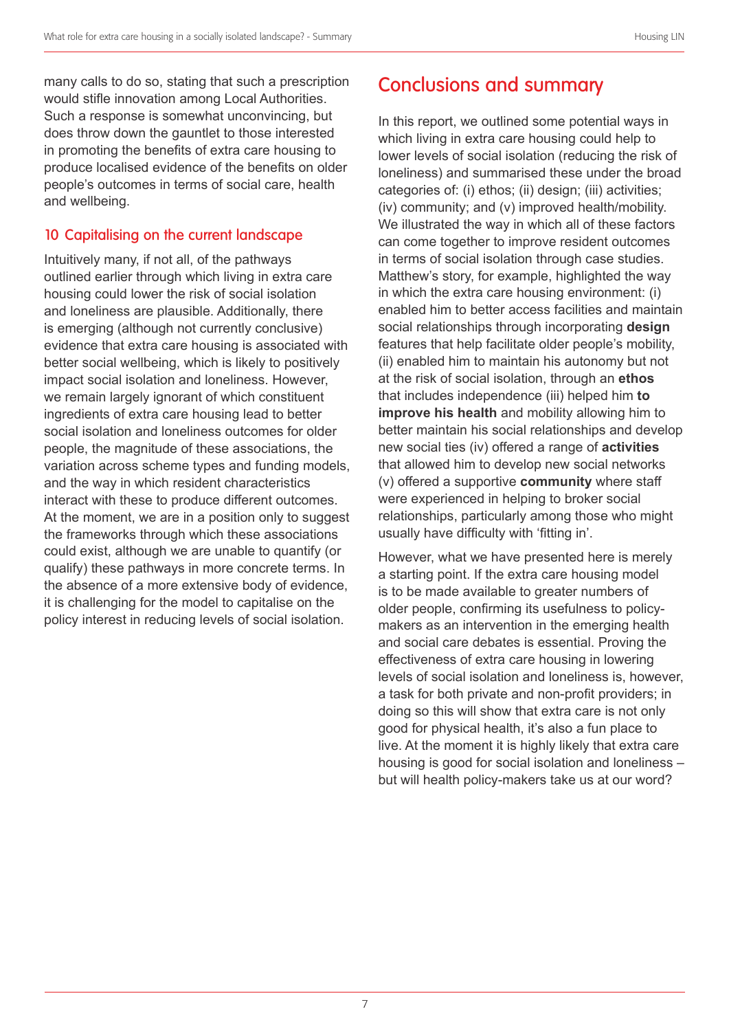many calls to do so, stating that such a prescription would stifle innovation among Local Authorities. Such a response is somewhat unconvincing, but does throw down the gauntlet to those interested in promoting the benefits of extra care housing to produce localised evidence of the benefits on older people's outcomes in terms of social care, health and wellbeing.

## 10 Capitalising on the current landscape

Intuitively many, if not all, of the pathways outlined earlier through which living in extra care housing could lower the risk of social isolation and loneliness are plausible. Additionally, there is emerging (although not currently conclusive) evidence that extra care housing is associated with better social wellbeing, which is likely to positively impact social isolation and loneliness. However, we remain largely ignorant of which constituent ingredients of extra care housing lead to better social isolation and loneliness outcomes for older people, the magnitude of these associations, the variation across scheme types and funding models, and the way in which resident characteristics interact with these to produce different outcomes. At the moment, we are in a position only to suggest the frameworks through which these associations could exist, although we are unable to quantify (or qualify) these pathways in more concrete terms. In the absence of a more extensive body of evidence, it is challenging for the model to capitalise on the policy interest in reducing levels of social isolation.

# Conclusions and summary

In this report, we outlined some potential ways in which living in extra care housing could help to lower levels of social isolation (reducing the risk of loneliness) and summarised these under the broad categories of: (i) ethos; (ii) design; (iii) activities; (iv) community; and (v) improved health/mobility. We illustrated the way in which all of these factors can come together to improve resident outcomes in terms of social isolation through case studies. Matthew's story, for example, highlighted the way in which the extra care housing environment: (i) enabled him to better access facilities and maintain social relationships through incorporating **design** features that help facilitate older people's mobility, (ii) enabled him to maintain his autonomy but not at the risk of social isolation, through an **ethos** that includes independence (iii) helped him **to improve his health** and mobility allowing him to better maintain his social relationships and develop new social ties (iv) offered a range of **activities** that allowed him to develop new social networks (v) offered a supportive **community** where staff were experienced in helping to broker social relationships, particularly among those who might usually have difficulty with 'fitting in'.

However, what we have presented here is merely a starting point. If the extra care housing model is to be made available to greater numbers of older people, confirming its usefulness to policy-makers as an intervention in the emerging health and social care debates is essential. Proving the effectiveness of extra care housing in lowering levels of social isolation and loneliness is, however, a task for both private and non-profit providers; in doing so this will show that extra care is not only good for physical health, it's also a fun place to live. At the moment it is highly likely that extra care housing is good for social isolation and loneliness – but will health policy-makers take us at our word?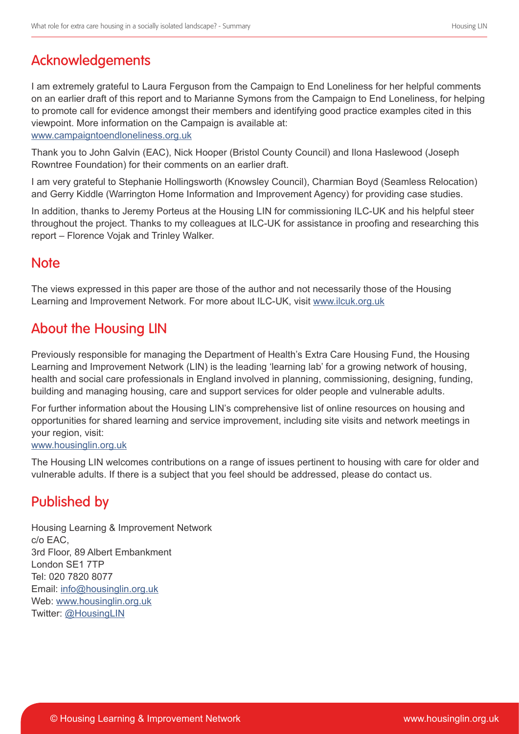## Acknowledgements

I am extremely grateful to Laura Ferguson from the Campaign to End Loneliness for her helpful comments on an earlier draft of this report and to Marianne Symons from the Campaign to End Loneliness, for helping to promote call for evidence amongst their members and identifying good practice examples cited in this viewpoint. More information on the Campaign is available at:
www.campaigntoendloneliness.org.uk

Thank you to John Galvin (EAC), Nick Hooper (Bristol County Council) and Ilona Haslewood (Joseph Rowntree Foundation) for their comments on an earlier draft.

I am very grateful to Stephanie Hollingsworth (Knowsley Council), Charmian Boyd (Seamless Relocation) and Gerry Kiddle (Warrington Home Information and Improvement Agency) for providing case studies.

In addition, thanks to Jeremy Porteus at the Housing LIN for commissioning ILC-UK and his helpful steer throughout the project. Thanks to my colleagues at ILC-UK for assistance in proofing and researching this report – Florence Vojak and Trinley Walker.

## Note

The views expressed in this paper are those of the author and not necessarily those of the Housing Learning and Improvement Network. For more about ILC-UK, visit www.ilcuk.org.uk

## About the Housing LIN

Previously responsible for managing the Department of Health's Extra Care Housing Fund, the Housing Learning and Improvement Network (LIN) is the leading 'learning lab' for a growing network of housing, health and social care professionals in England involved in planning, commissioning, designing, funding, building and managing housing, care and support services for older people and vulnerable adults.

For further information about the Housing LIN's comprehensive list of online resources on housing and opportunities for shared learning and service improvement, including site visits and network meetings in your region, visit:
www.housinglin.org.uk

The Housing LIN welcomes contributions on a range of issues pertinent to housing with care for older and vulnerable adults. If there is a subject that you feel should be addressed, please do contact us.

## Published by

Housing Learning & Improvement Network
c/o EAC,
3rd Floor, 89 Albert Embankment
London SE1 7TP
Tel: 020 7820 8077
Email: info@housinglin.org.uk
Web: www.housinglin.org.uk
Twitter: @HousingLIN

© Housing Learning & Improvement Network www.housinglin.org.uk